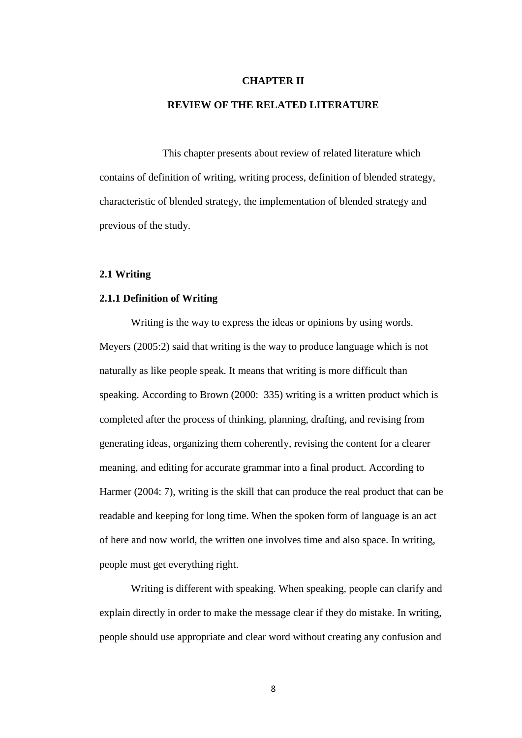# CHAPTER II

# REVIEW OF THE RELATED LITERATURE

This chapter presents about review of related literature which contains of definition of writing, writing process, definition of blended strategy, characteristic of blended strategy, the implementation of blended strategy and previous of the study.

## 2.1 Writing

### 2.1.1 Definition of Writing

Writing is the way to express the ideas or opinions by using words. Meyers (2005:2) said that writing is the way to produce language which is not naturally as like people speak. It means that writing is more difficult than speaking. According to Brown (2000: 335) writing is a written product which is completed after the process of thinking, planning, drafting, and revising from generating ideas, organizing them coherently, revising the content for a clearer meaning, and editing for accurate grammar into a final product. According to Harmer (2004: 7), writing is the skill that can produce the real product that can be readable and keeping for long time. When the spoken form of language is an act of here and now world, the written one involves time and also space. In writing, people must get everything right.

Writing is different with speaking. When speaking, people can clarify and explain directly in order to make the message clear if they do mistake. In writing, people should use appropriate and clear word without creating any confusion and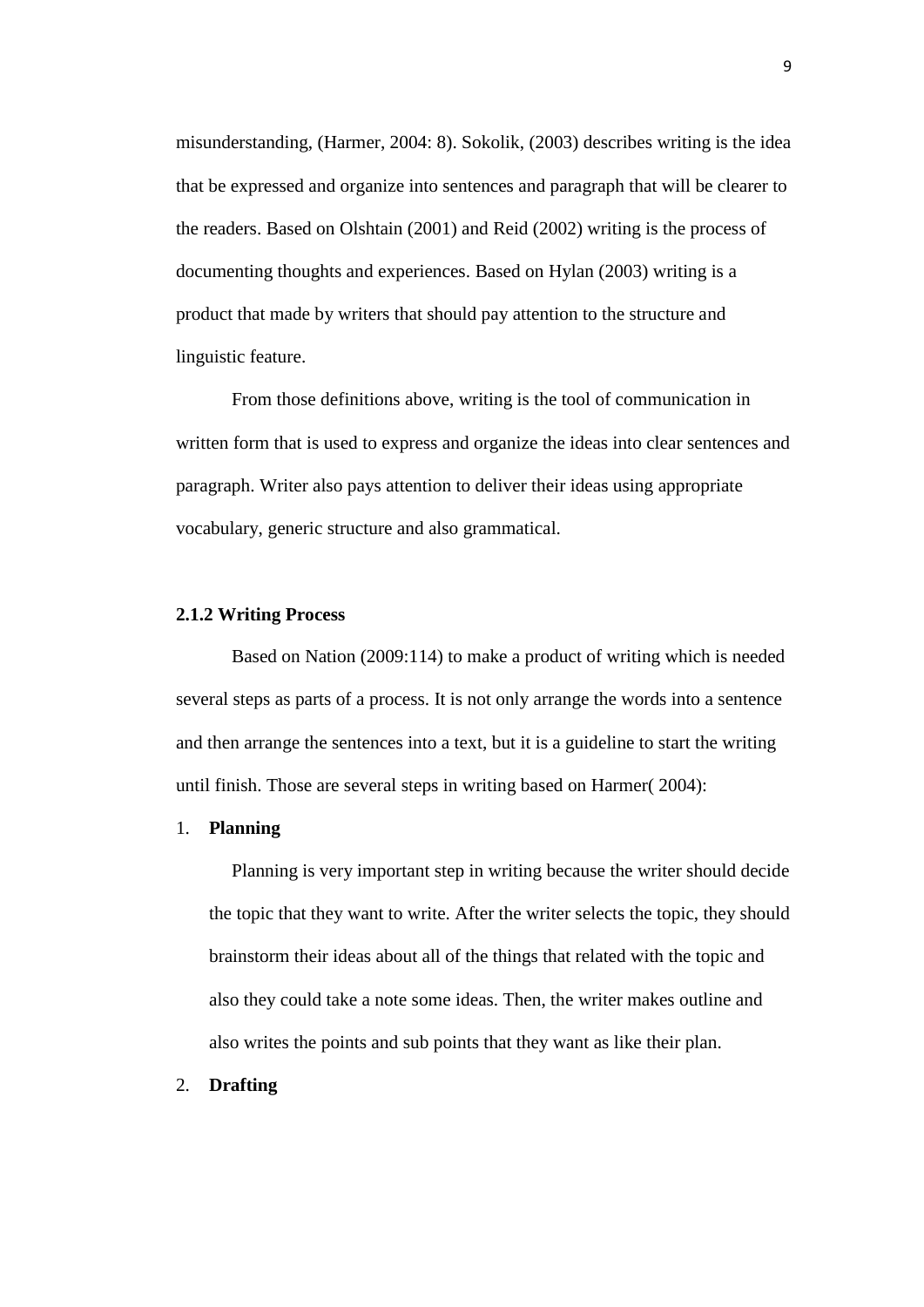misunderstanding, (Harmer, 2004: 8). Sokolik, (2003) describes writing is the idea that be expressed and organize into sentences and paragraph that will be clearer to the readers. Based on Olshtain (2001) and Reid (2002) writing is the process of documenting thoughts and experiences. Based on Hylan (2003) writing is a product that made by writers that should pay attention to the structure and linguistic feature.

From those definitions above, writing is the tool of communication in written form that is used to express and organize the ideas into clear sentences and paragraph. Writer also pays attention to deliver their ideas using appropriate vocabulary, generic structure and also grammatical.

### 2.1.2 Writing Process

Based on Nation (2009:114) to make a product of writing which is needed several steps as parts of a process. It is not only arrange the words into a sentence and then arrange the sentences into a text, but it is a guideline to start the writing until finish. Those are several steps in writing based on Harmer( 2004):

1. **Planning**

   Planning is very important step in writing because the writer should decide the topic that they want to write. After the writer selects the topic, they should brainstorm their ideas about all of the things that related with the topic and also they could take a note some ideas. Then, the writer makes outline and also writes the points and sub points that they want as like their plan.

2. **Drafting**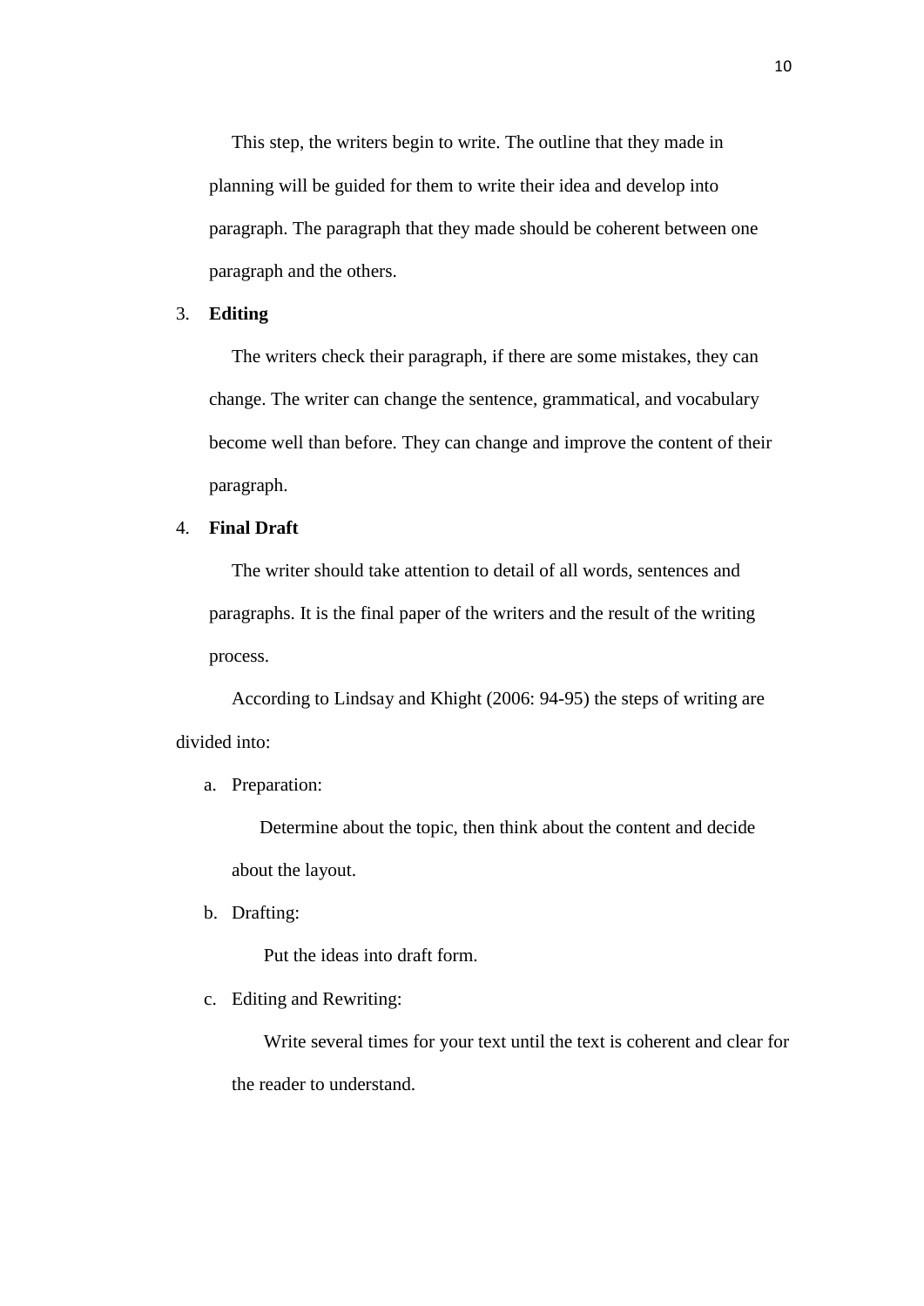This step, the writers begin to write. The outline that they made in planning will be guided for them to write their idea and develop into paragraph. The paragraph that they made should be coherent between one paragraph and the others.

3. **Editing**

   The writers check their paragraph, if there are some mistakes, they can change. The writer can change the sentence, grammatical, and vocabulary become well than before. They can change and improve the content of their paragraph.

4. **Final Draft**

   The writer should take attention to detail of all words, sentences and paragraphs. It is the final paper of the writers and the result of the writing process.

According to Lindsay and Khight (2006: 94-95) the steps of writing are divided into:

a. Preparation:

   Determine about the topic, then think about the content and decide about the layout.

b. Drafting:

   Put the ideas into draft form.

c. Editing and Rewriting:

   Write several times for your text until the text is coherent and clear for the reader to understand.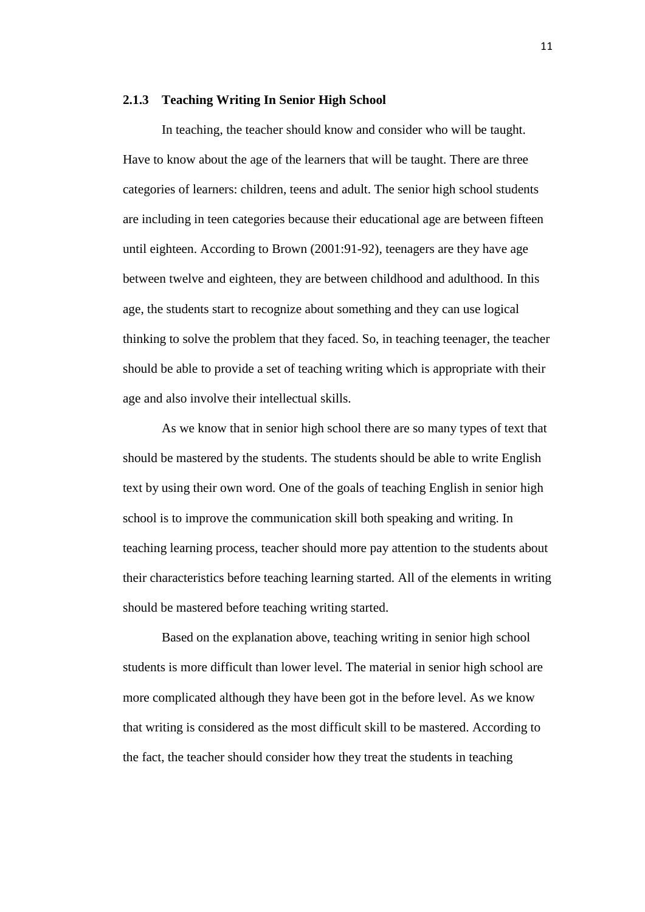### 2.1.3 Teaching Writing In Senior High School

In teaching, the teacher should know and consider who will be taught. Have to know about the age of the learners that will be taught. There are three categories of learners: children, teens and adult. The senior high school students are including in teen categories because their educational age are between fifteen until eighteen. According to Brown (2001:91-92), teenagers are they have age between twelve and eighteen, they are between childhood and adulthood. In this age, the students start to recognize about something and they can use logical thinking to solve the problem that they faced. So, in teaching teenager, the teacher should be able to provide a set of teaching writing which is appropriate with their age and also involve their intellectual skills.

As we know that in senior high school there are so many types of text that should be mastered by the students. The students should be able to write English text by using their own word. One of the goals of teaching English in senior high school is to improve the communication skill both speaking and writing. In teaching learning process, teacher should more pay attention to the students about their characteristics before teaching learning started. All of the elements in writing should be mastered before teaching writing started.

Based on the explanation above, teaching writing in senior high school students is more difficult than lower level. The material in senior high school are more complicated although they have been got in the before level. As we know that writing is considered as the most difficult skill to be mastered. According to the fact, the teacher should consider how they treat the students in teaching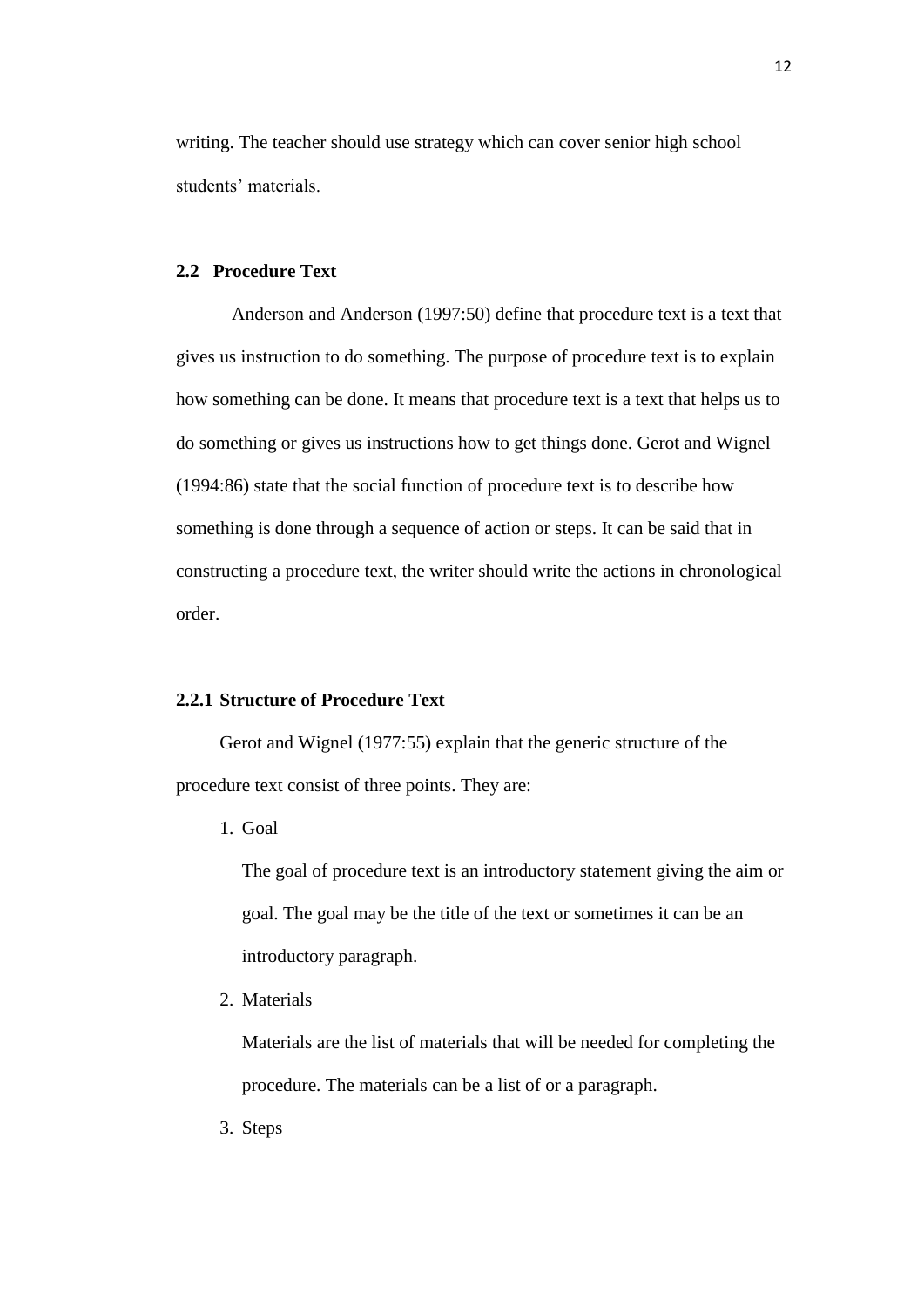writing. The teacher should use strategy which can cover senior high school students' materials.

## 2.2 Procedure Text

Anderson and Anderson (1997:50) define that procedure text is a text that gives us instruction to do something. The purpose of procedure text is to explain how something can be done. It means that procedure text is a text that helps us to do something or gives us instructions how to get things done. Gerot and Wignel (1994:86) state that the social function of procedure text is to describe how something is done through a sequence of action or steps. It can be said that in constructing a procedure text, the writer should write the actions in chronological order.

### 2.2.1 Structure of Procedure Text

Gerot and Wignel (1977:55) explain that the generic structure of the procedure text consist of three points. They are:

1. Goal

   The goal of procedure text is an introductory statement giving the aim or goal. The goal may be the title of the text or sometimes it can be an introductory paragraph.

2. Materials

   Materials are the list of materials that will be needed for completing the procedure. The materials can be a list of or a paragraph.

3. Steps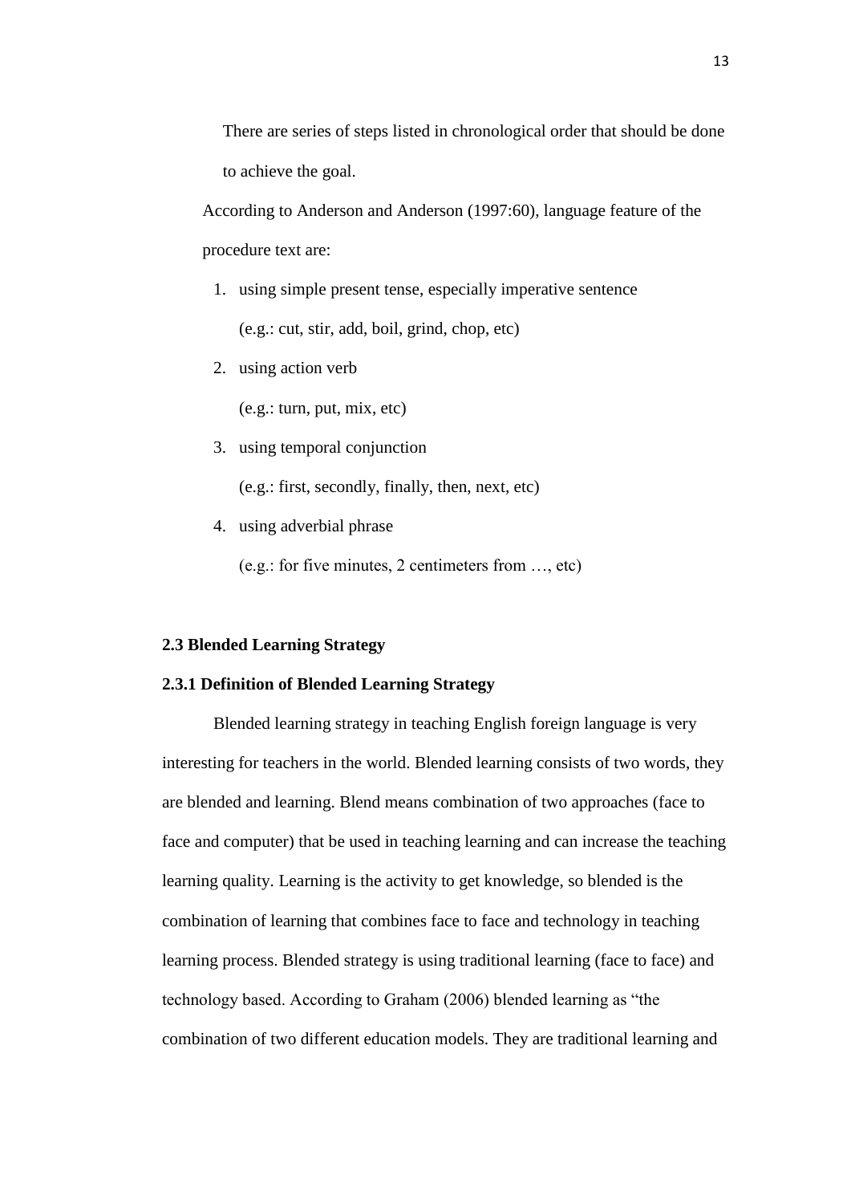There are series of steps listed in chronological order that should be done to achieve the goal.

According to Anderson and Anderson (1997:60), language feature of the procedure text are:

1. using simple present tense, especially imperative sentence
   (e.g.: cut, stir, add, boil, grind, chop, etc)
2. using action verb
   (e.g.: turn, put, mix, etc)
3. using temporal conjunction
   (e.g.: first, secondly, finally, then, next, etc)
4. using adverbial phrase
   (e.g.: for five minutes, 2 centimeters from …, etc)

**2.3 Blended Learning Strategy**

**2.3.1 Definition of Blended Learning Strategy**

Blended learning strategy in teaching English foreign language is very interesting for teachers in the world. Blended learning consists of two words, they are blended and learning. Blend means combination of two approaches (face to face and computer) that be used in teaching learning and can increase the teaching learning quality. Learning is the activity to get knowledge, so blended is the combination of learning that combines face to face and technology in teaching learning process. Blended strategy is using traditional learning (face to face) and technology based. According to Graham (2006) blended learning as "the combination of two different education models. They are traditional learning and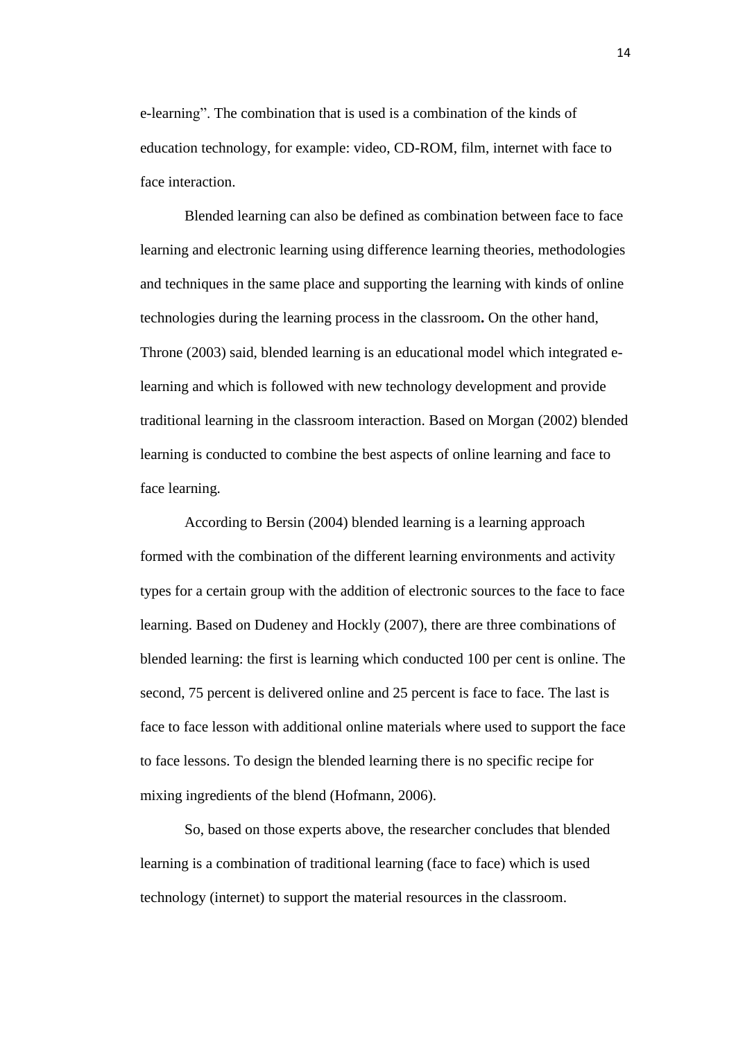e-learning". The combination that is used is a combination of the kinds of education technology, for example: video, CD-ROM, film, internet with face to face interaction.

Blended learning can also be defined as combination between face to face learning and electronic learning using difference learning theories, methodologies and techniques in the same place and supporting the learning with kinds of online technologies during the learning process in the classroom**.** On the other hand, Throne (2003) said, blended learning is an educational model which integrated e-learning and which is followed with new technology development and provide traditional learning in the classroom interaction. Based on Morgan (2002) blended learning is conducted to combine the best aspects of online learning and face to face learning.

According to Bersin (2004) blended learning is a learning approach formed with the combination of the different learning environments and activity types for a certain group with the addition of electronic sources to the face to face learning. Based on Dudeney and Hockly (2007), there are three combinations of blended learning: the first is learning which conducted 100 per cent is online. The second, 75 percent is delivered online and 25 percent is face to face. The last is face to face lesson with additional online materials where used to support the face to face lessons. To design the blended learning there is no specific recipe for mixing ingredients of the blend (Hofmann, 2006).

So, based on those experts above, the researcher concludes that blended learning is a combination of traditional learning (face to face) which is used technology (internet) to support the material resources in the classroom.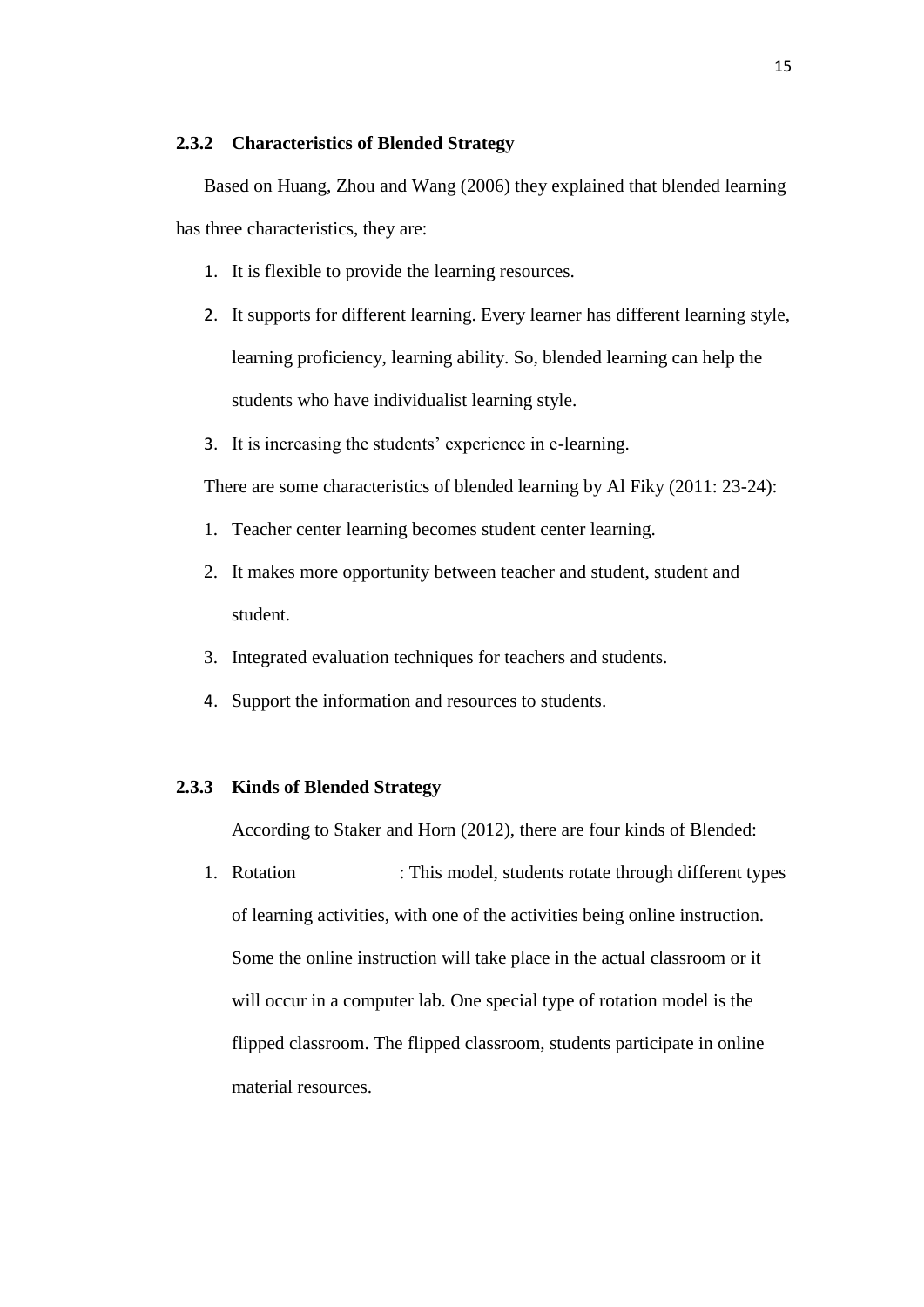### 2.3.2 Characteristics of Blended Strategy

Based on Huang, Zhou and Wang (2006) they explained that blended learning has three characteristics, they are:

1. It is flexible to provide the learning resources.
2. It supports for different learning. Every learner has different learning style, learning proficiency, learning ability. So, blended learning can help the students who have individualist learning style.
3. It is increasing the students' experience in e-learning.

There are some characteristics of blended learning by Al Fiky (2011: 23-24):

1. Teacher center learning becomes student center learning.
2. It makes more opportunity between teacher and student, student and student.
3. Integrated evaluation techniques for teachers and students.
4. Support the information and resources to students.

### 2.3.3 Kinds of Blended Strategy

According to Staker and Horn (2012), there are four kinds of Blended:

1. Rotation : This model, students rotate through different types of learning activities, with one of the activities being online instruction. Some the online instruction will take place in the actual classroom or it will occur in a computer lab. One special type of rotation model is the flipped classroom. The flipped classroom, students participate in online material resources.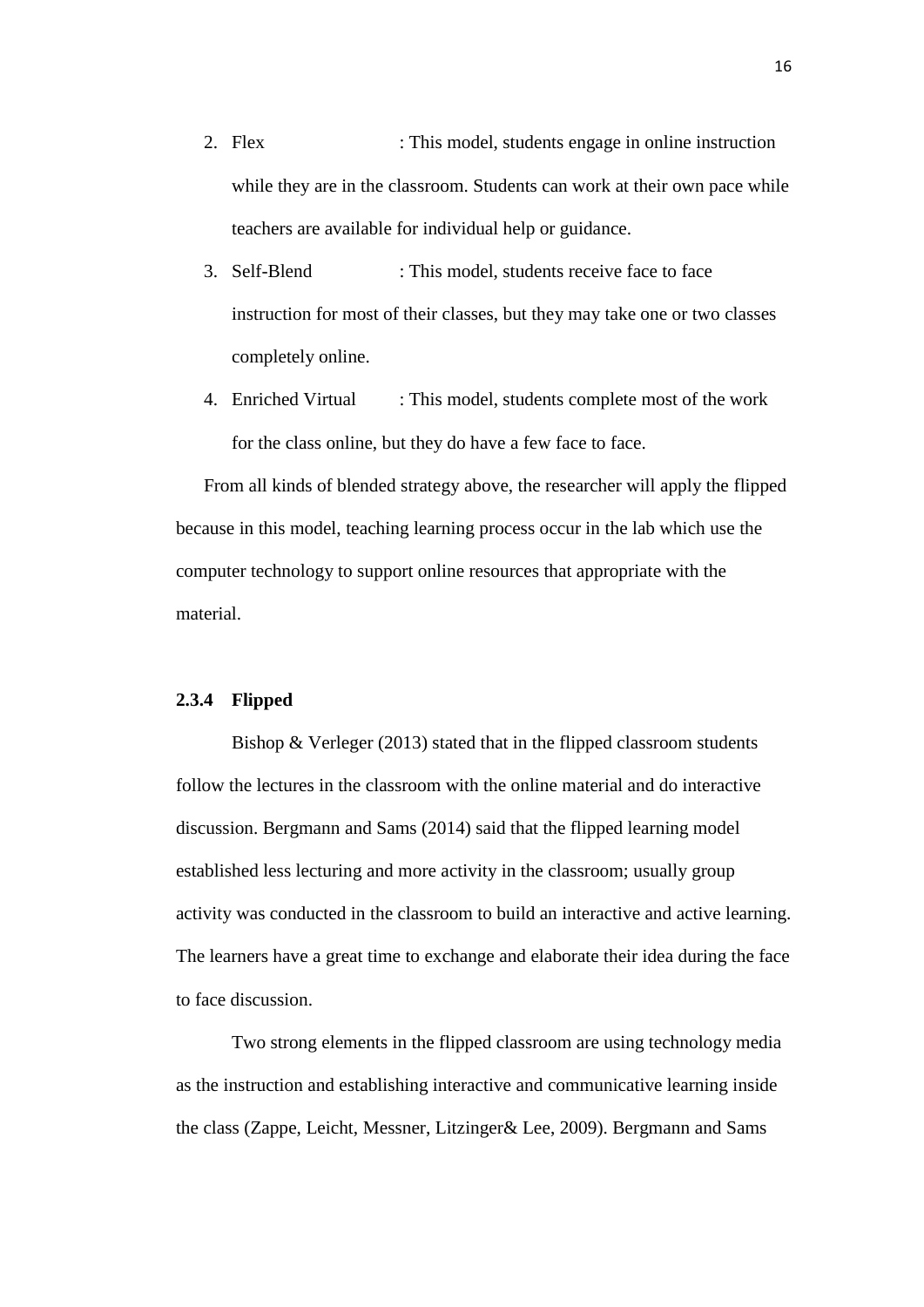2. Flex : This model, students engage in online instruction while they are in the classroom. Students can work at their own pace while teachers are available for individual help or guidance.
3. Self-Blend : This model, students receive face to face instruction for most of their classes, but they may take one or two classes completely online.
4. Enriched Virtual : This model, students complete most of the work for the class online, but they do have a few face to face.

From all kinds of blended strategy above, the researcher will apply the flipped because in this model, teaching learning process occur in the lab which use the computer technology to support online resources that appropriate with the material.

### 2.3.4 Flipped

Bishop & Verleger (2013) stated that in the flipped classroom students follow the lectures in the classroom with the online material and do interactive discussion. Bergmann and Sams (2014) said that the flipped learning model established less lecturing and more activity in the classroom; usually group activity was conducted in the classroom to build an interactive and active learning. The learners have a great time to exchange and elaborate their idea during the face to face discussion.

Two strong elements in the flipped classroom are using technology media as the instruction and establishing interactive and communicative learning inside the class (Zappe, Leicht, Messner, Litzinger& Lee, 2009). Bergmann and Sams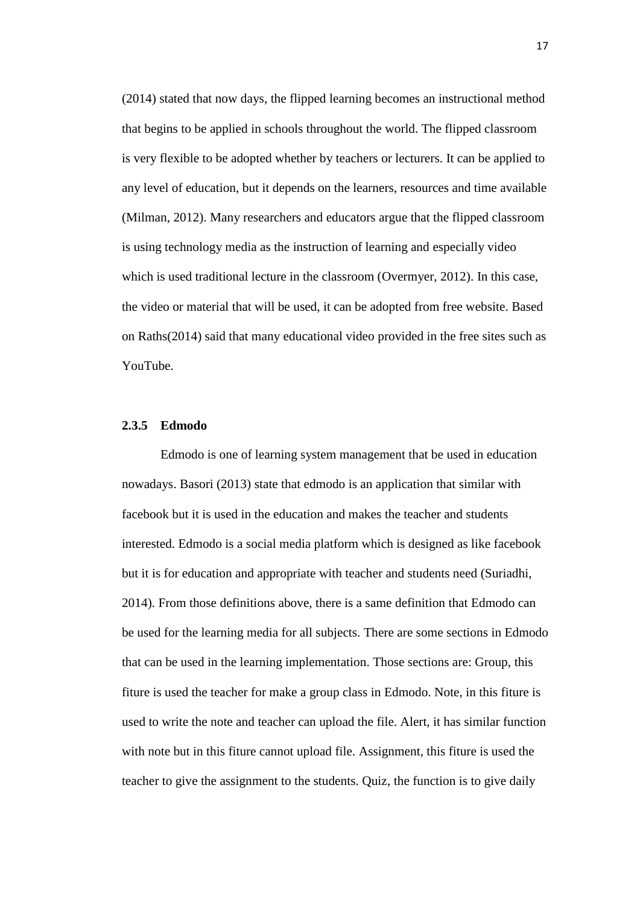(2014) stated that now days, the flipped learning becomes an instructional method that begins to be applied in schools throughout the world. The flipped classroom is very flexible to be adopted whether by teachers or lecturers. It can be applied to any level of education, but it depends on the learners, resources and time available (Milman, 2012). Many researchers and educators argue that the flipped classroom is using technology media as the instruction of learning and especially video which is used traditional lecture in the classroom (Overmyer, 2012). In this case, the video or material that will be used, it can be adopted from free website. Based on Raths(2014) said that many educational video provided in the free sites such as YouTube.

### 2.3.5 Edmodo

Edmodo is one of learning system management that be used in education nowadays. Basori (2013) state that edmodo is an application that similar with facebook but it is used in the education and makes the teacher and students interested. Edmodo is a social media platform which is designed as like facebook but it is for education and appropriate with teacher and students need (Suriadhi, 2014). From those definitions above, there is a same definition that Edmodo can be used for the learning media for all subjects. There are some sections in Edmodo that can be used in the learning implementation. Those sections are: Group, this fiture is used the teacher for make a group class in Edmodo. Note, in this fiture is used to write the note and teacher can upload the file. Alert, it has similar function with note but in this fiture cannot upload file. Assignment, this fiture is used the teacher to give the assignment to the students. Quiz, the function is to give daily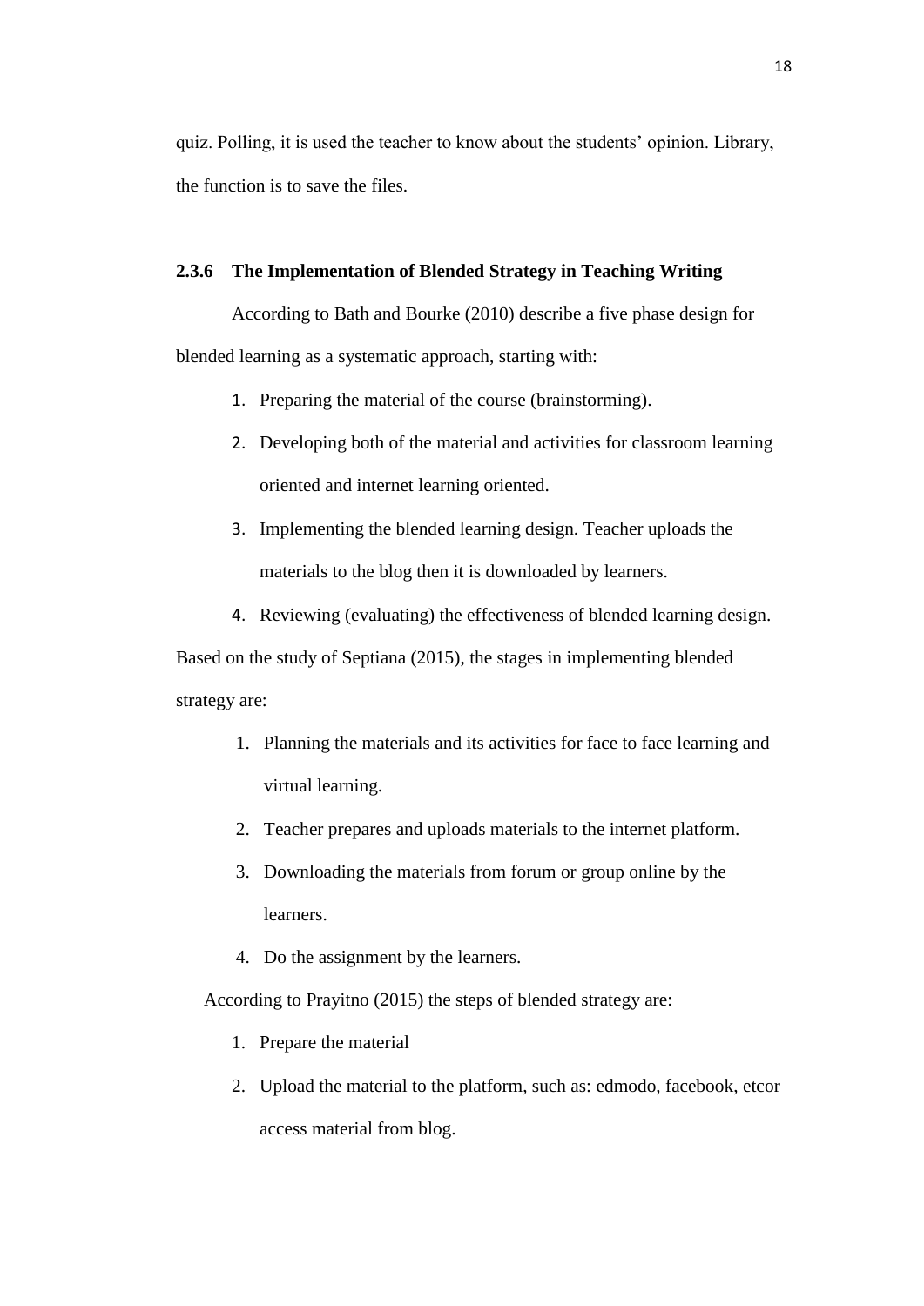quiz. Polling, it is used the teacher to know about the students' opinion. Library, the function is to save the files.

### 2.3.6 The Implementation of Blended Strategy in Teaching Writing

According to Bath and Bourke (2010) describe a five phase design for blended learning as a systematic approach, starting with:

1. Preparing the material of the course (brainstorming).
2. Developing both of the material and activities for classroom learning oriented and internet learning oriented.
3. Implementing the blended learning design. Teacher uploads the materials to the blog then it is downloaded by learners.
4. Reviewing (evaluating) the effectiveness of blended learning design.

Based on the study of Septiana (2015), the stages in implementing blended strategy are:

1. Planning the materials and its activities for face to face learning and virtual learning.
2. Teacher prepares and uploads materials to the internet platform.
3. Downloading the materials from forum or group online by the learners.
4. Do the assignment by the learners.

According to Prayitno (2015) the steps of blended strategy are:

1. Prepare the material
2. Upload the material to the platform, such as: edmodo, facebook, etcor access material from blog.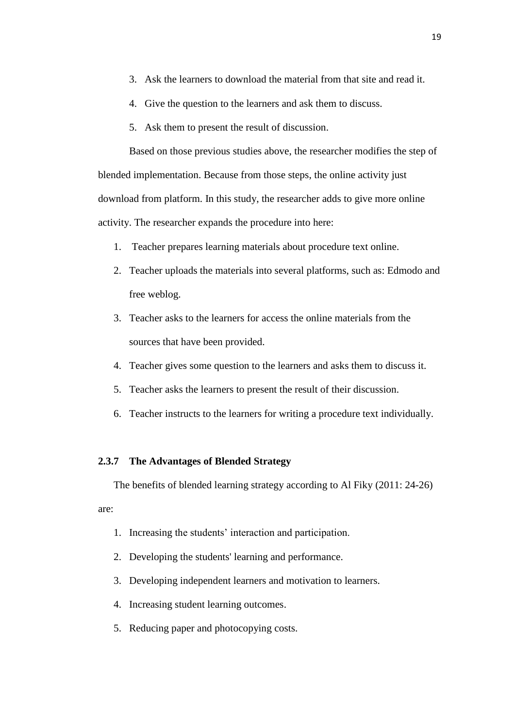3. Ask the learners to download the material from that site and read it.
4. Give the question to the learners and ask them to discuss.
5. Ask them to present the result of discussion.

Based on those previous studies above, the researcher modifies the step of blended implementation. Because from those steps, the online activity just download from platform. In this study, the researcher adds to give more online activity. The researcher expands the procedure into here:

1. Teacher prepares learning materials about procedure text online.
2. Teacher uploads the materials into several platforms, such as: Edmodo and free weblog.
3. Teacher asks to the learners for access the online materials from the sources that have been provided.
4. Teacher gives some question to the learners and asks them to discuss it.
5. Teacher asks the learners to present the result of their discussion.
6. Teacher instructs to the learners for writing a procedure text individually.

### 2.3.7 The Advantages of Blended Strategy

The benefits of blended learning strategy according to Al Fiky (2011: 24-26) are:

1. Increasing the students' interaction and participation.
2. Developing the students' learning and performance.
3. Developing independent learners and motivation to learners.
4. Increasing student learning outcomes.
5. Reducing paper and photocopying costs.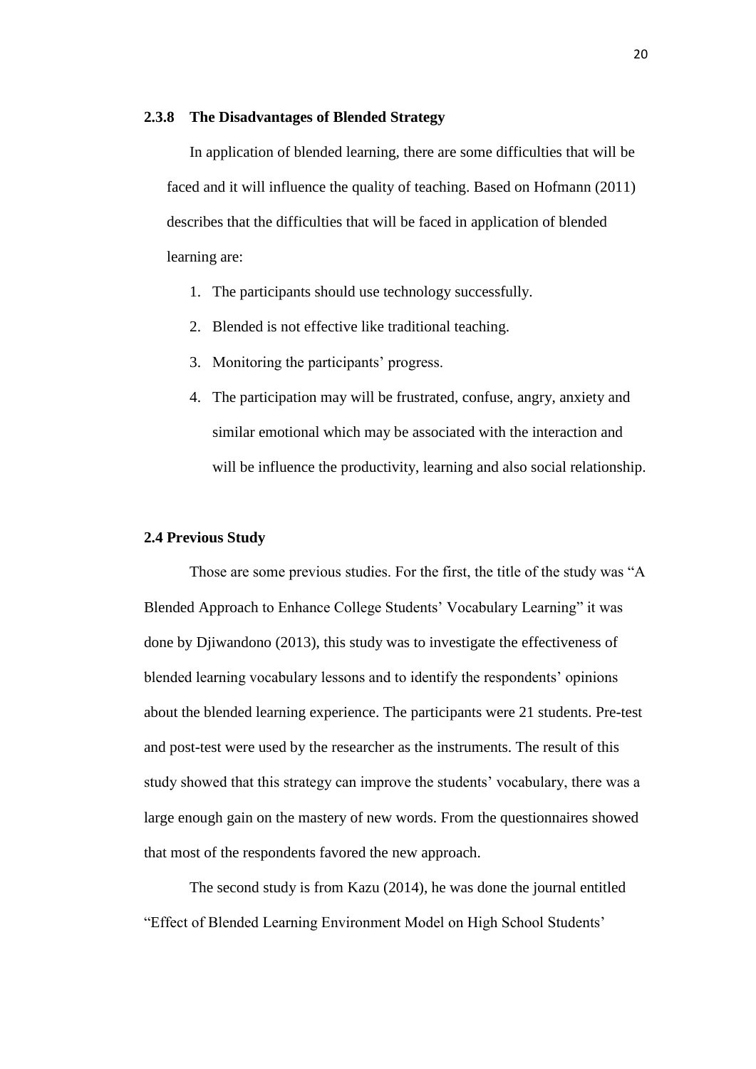### 2.3.8 The Disadvantages of Blended Strategy

In application of blended learning, there are some difficulties that will be faced and it will influence the quality of teaching. Based on Hofmann (2011) describes that the difficulties that will be faced in application of blended learning are:

1. The participants should use technology successfully.
2. Blended is not effective like traditional teaching.
3. Monitoring the participants' progress.
4. The participation may will be frustrated, confuse, angry, anxiety and similar emotional which may be associated with the interaction and will be influence the productivity, learning and also social relationship.

## 2.4 Previous Study

Those are some previous studies. For the first, the title of the study was "A Blended Approach to Enhance College Students' Vocabulary Learning" it was done by Djiwandono (2013), this study was to investigate the effectiveness of blended learning vocabulary lessons and to identify the respondents' opinions about the blended learning experience. The participants were 21 students. Pre-test and post-test were used by the researcher as the instruments. The result of this study showed that this strategy can improve the students' vocabulary, there was a large enough gain on the mastery of new words. From the questionnaires showed that most of the respondents favored the new approach.

The second study is from Kazu (2014), he was done the journal entitled "Effect of Blended Learning Environment Model on High School Students'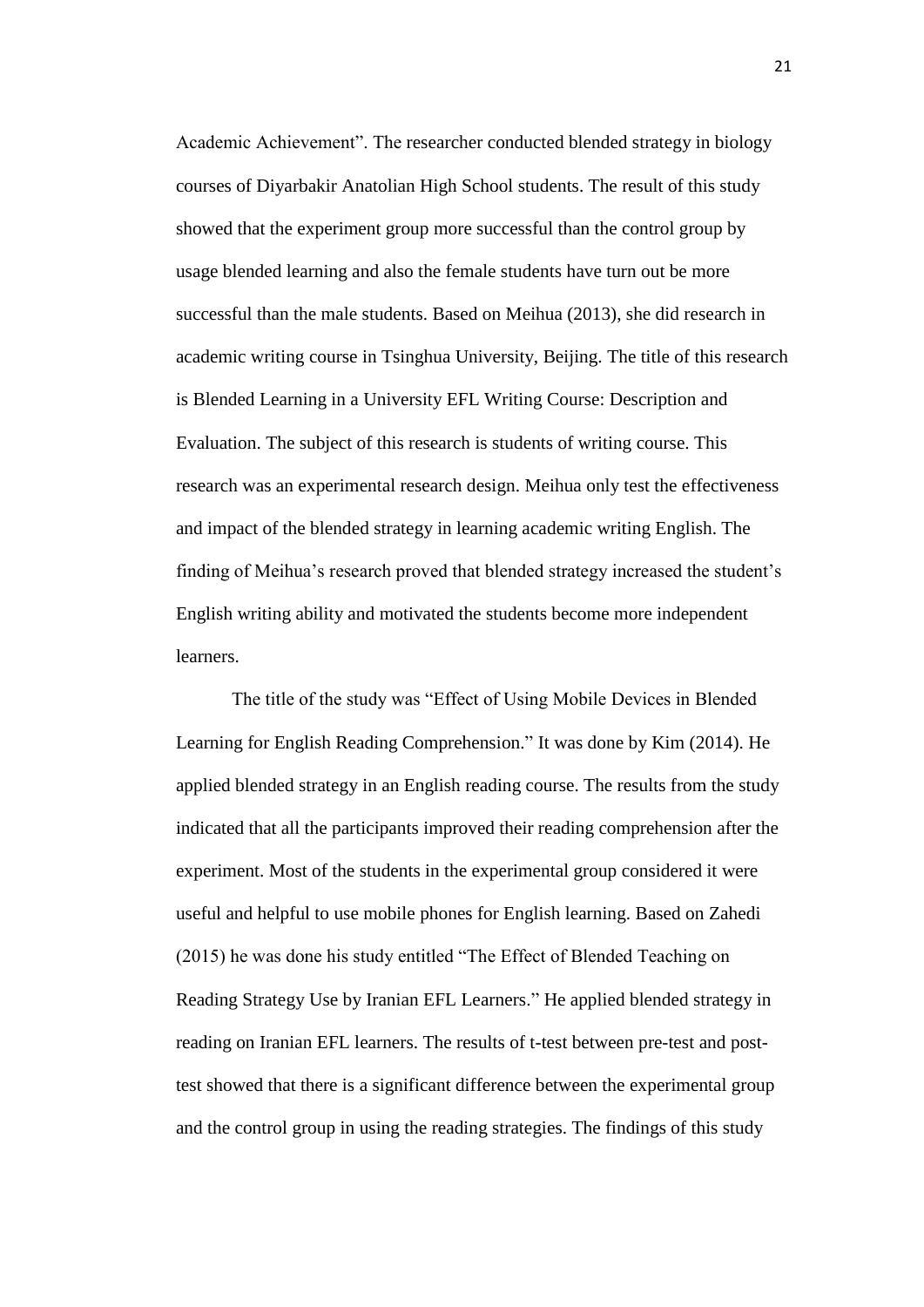Academic Achievement". The researcher conducted blended strategy in biology courses of Diyarbakir Anatolian High School students. The result of this study showed that the experiment group more successful than the control group by usage blended learning and also the female students have turn out be more successful than the male students. Based on Meihua (2013), she did research in academic writing course in Tsinghua University, Beijing. The title of this research is Blended Learning in a University EFL Writing Course: Description and Evaluation. The subject of this research is students of writing course. This research was an experimental research design. Meihua only test the effectiveness and impact of the blended strategy in learning academic writing English. The finding of Meihua's research proved that blended strategy increased the student's English writing ability and motivated the students become more independent learners.

The title of the study was "Effect of Using Mobile Devices in Blended Learning for English Reading Comprehension." It was done by Kim (2014). He applied blended strategy in an English reading course. The results from the study indicated that all the participants improved their reading comprehension after the experiment. Most of the students in the experimental group considered it were useful and helpful to use mobile phones for English learning. Based on Zahedi (2015) he was done his study entitled "The Effect of Blended Teaching on Reading Strategy Use by Iranian EFL Learners." He applied blended strategy in reading on Iranian EFL learners. The results of t-test between pre-test and post-test showed that there is a significant difference between the experimental group and the control group in using the reading strategies. The findings of this study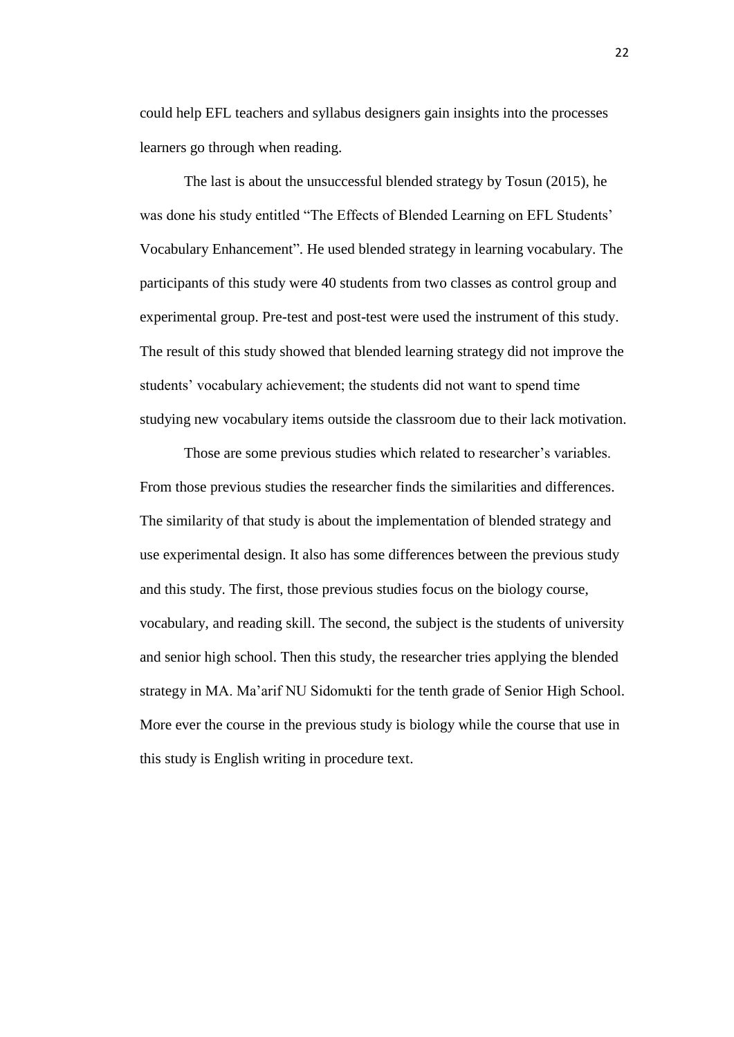could help EFL teachers and syllabus designers gain insights into the processes learners go through when reading.

The last is about the unsuccessful blended strategy by Tosun (2015), he was done his study entitled "The Effects of Blended Learning on EFL Students' Vocabulary Enhancement". He used blended strategy in learning vocabulary. The participants of this study were 40 students from two classes as control group and experimental group. Pre-test and post-test were used the instrument of this study. The result of this study showed that blended learning strategy did not improve the students' vocabulary achievement; the students did not want to spend time studying new vocabulary items outside the classroom due to their lack motivation.

Those are some previous studies which related to researcher's variables. From those previous studies the researcher finds the similarities and differences. The similarity of that study is about the implementation of blended strategy and use experimental design. It also has some differences between the previous study and this study. The first, those previous studies focus on the biology course, vocabulary, and reading skill. The second, the subject is the students of university and senior high school. Then this study, the researcher tries applying the blended strategy in MA. Ma'arif NU Sidomukti for the tenth grade of Senior High School. More ever the course in the previous study is biology while the course that use in this study is English writing in procedure text.